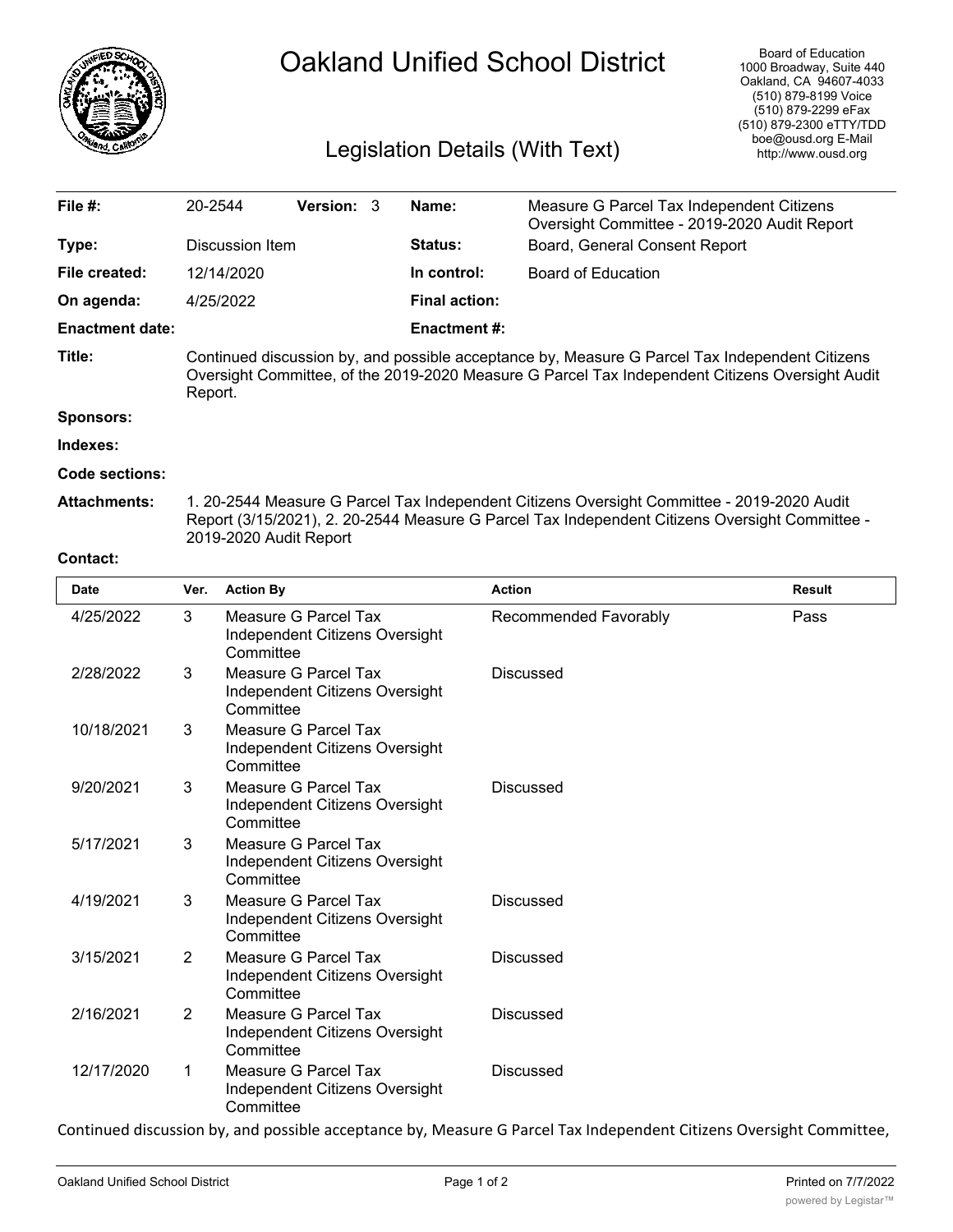# Oakland Unified School District

## Legislation Details (With Text)

Board of Education
1000 Broadway, Suite 440
Oakland, CA 94607-4033
(510) 879-8199 Voice
(510) 879-2299 eFax
(510) 879-2300 eTTY/TDD
boe@ousd.org E-Mail
http://www.ousd.org

| | | | |
|---|---|---|---|
| **File #:** | 20-2544 **Version:** 3 | **Name:** | Measure G Parcel Tax Independent Citizens Oversight Committee - 2019-2020 Audit Report |
| **Type:** | Discussion Item | **Status:** | Board, General Consent Report |
| **File created:** | 12/14/2020 | **In control:** | Board of Education |
| **On agenda:** | 4/25/2022 | **Final action:** | |
| **Enactment date:** | | **Enactment #:** | |

**Title:** Continued discussion by, and possible acceptance by, Measure G Parcel Tax Independent Citizens Oversight Committee, of the 2019-2020 Measure G Parcel Tax Independent Citizens Oversight Audit Report.

**Sponsors:**

**Indexes:**

**Code sections:**

**Attachments:** 1. 20-2544 Measure G Parcel Tax Independent Citizens Oversight Committee - 2019-2020 Audit Report (3/15/2021), 2. 20-2544 Measure G Parcel Tax Independent Citizens Oversight Committee - 2019-2020 Audit Report

**Contact:**

| Date | Ver. | Action By | Action | Result |
|---|---|---|---|---|
| 4/25/2022 | 3 | Measure G Parcel Tax Independent Citizens Oversight Committee | Recommended Favorably | Pass |
| 2/28/2022 | 3 | Measure G Parcel Tax Independent Citizens Oversight Committee | Discussed | |
| 10/18/2021 | 3 | Measure G Parcel Tax Independent Citizens Oversight Committee | | |
| 9/20/2021 | 3 | Measure G Parcel Tax Independent Citizens Oversight Committee | Discussed | |
| 5/17/2021 | 3 | Measure G Parcel Tax Independent Citizens Oversight Committee | | |
| 4/19/2021 | 3 | Measure G Parcel Tax Independent Citizens Oversight Committee | Discussed | |
| 3/15/2021 | 2 | Measure G Parcel Tax Independent Citizens Oversight Committee | Discussed | |
| 2/16/2021 | 2 | Measure G Parcel Tax Independent Citizens Oversight Committee | Discussed | |
| 12/17/2020 | 1 | Measure G Parcel Tax Independent Citizens Oversight Committee | Discussed | |

Continued discussion by, and possible acceptance by, Measure G Parcel Tax Independent Citizens Oversight Committee,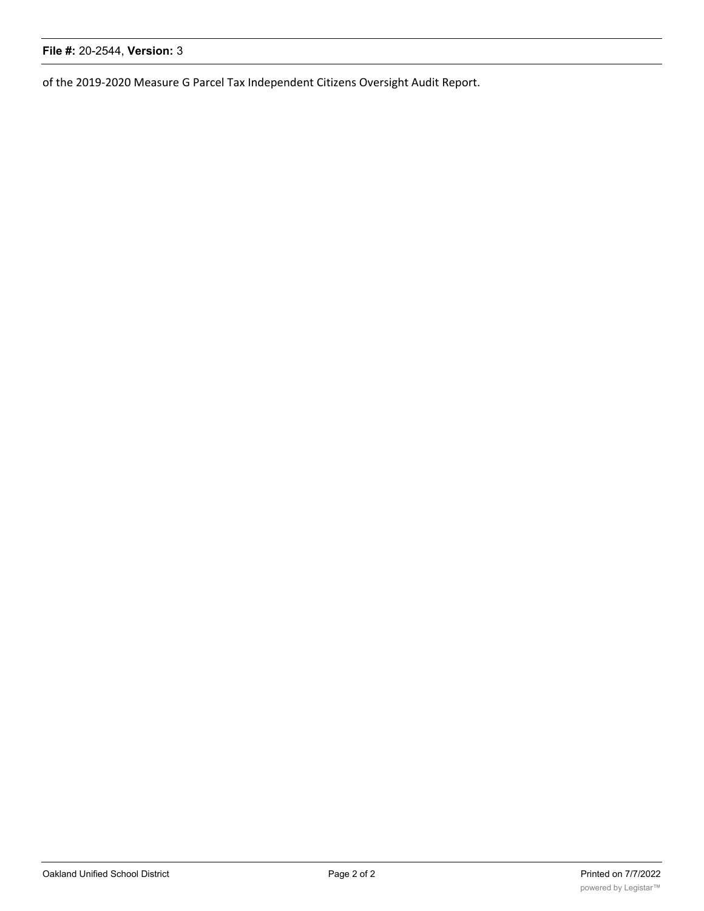of the 2019-2020 Measure G Parcel Tax Independent Citizens Oversight Audit Report.